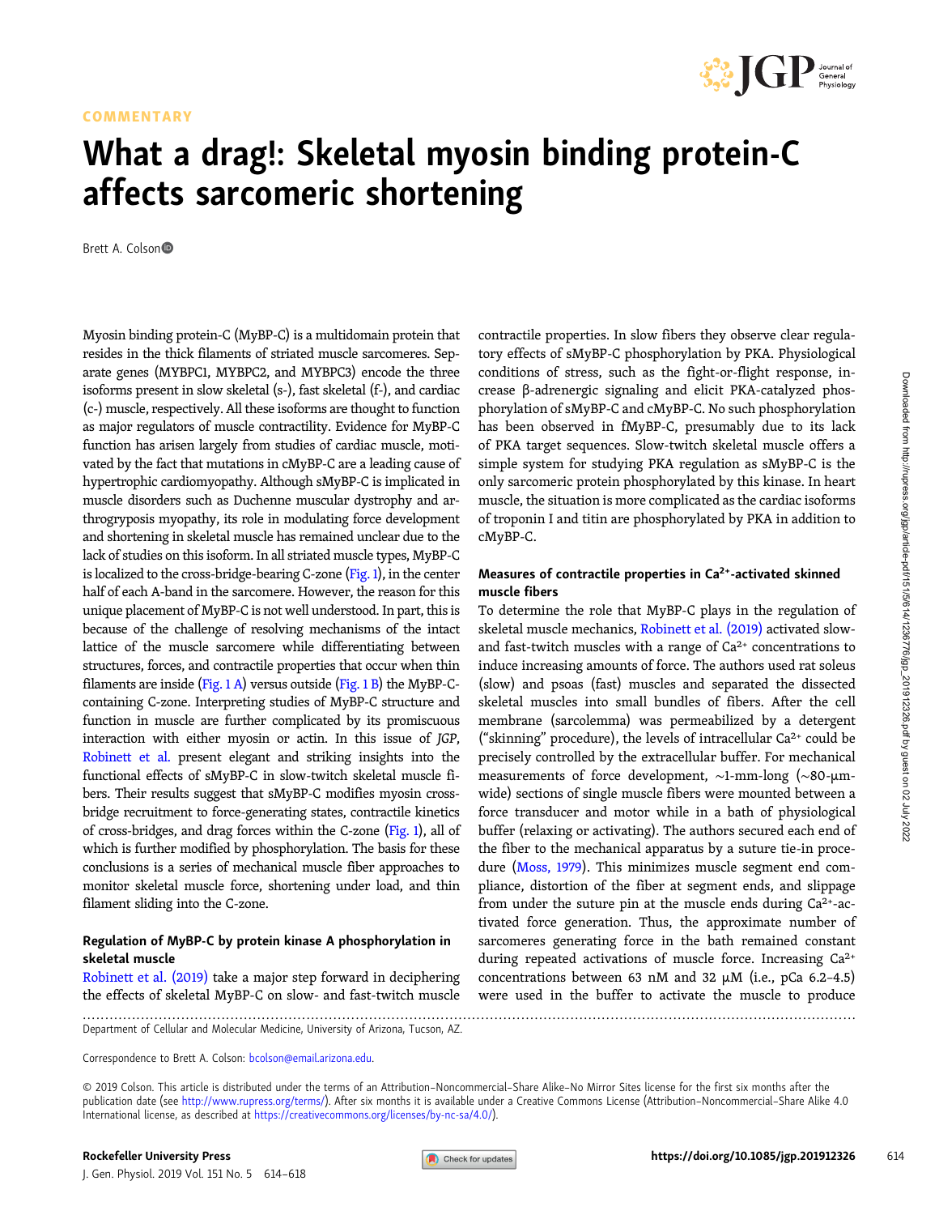COMMENTARY

# What a drag!: Skeletal myosin binding protein-C affects sarcomeric shortening

Brett A. Colson

Myosin binding protein-C (MyBP-C) is a multidomain protein that resides in the thick filaments of striated muscle sarcomeres. Separate genes (MYBPC1, MYBPC2, and MYBPC3) encode the three isoforms present in slow skeletal (s-), fast skeletal (f-), and cardiac (c-) muscle, respectively. All these isoforms are thought to function as major regulators of muscle contractility. Evidence for MyBP-C function has arisen largely from studies of cardiac muscle, motivated by the fact that mutations in cMyBP-C are a leading cause of hypertrophic cardiomyopathy. Although sMyBP-C is implicated in muscle disorders such as Duchenne muscular dystrophy and arthrogryposis myopathy, its role in modulating force development and shortening in skeletal muscle has remained unclear due to the lack of studies on this isoform. In all striated muscle types, MyBP-C is localized to the cross-bridge-bearing C-zone (Fig. 1), in the center half of each A-band in the sarcomere. However, the reason for this unique placement of MyBP-C is not well understood. In part, this is because of the challenge of resolving mechanisms of the intact lattice of the muscle sarcomere while differentiating between structures, forces, and contractile properties that occur when thin filaments are inside (Fig. 1 A) versus outside (Fig. 1 B) the MyBP-C-containing C-zone. Interpreting studies of MyBP-C structure and function in muscle are further complicated by its promiscuous interaction with either myosin or actin. In this issue of *JGP*, Robinett et al. present elegant and striking insights into the functional effects of sMyBP-C in slow-twitch skeletal muscle fibers. Their results suggest that sMyBP-C modifies myosin cross-bridge recruitment to force-generating states, contractile kinetics of cross-bridges, and drag forces within the C-zone (Fig. 1), all of which is further modified by phosphorylation. The basis for these conclusions is a series of mechanical muscle fiber approaches to monitor skeletal muscle force, shortening under load, and thin filament sliding into the C-zone.

### Regulation of MyBP-C by protein kinase A phosphorylation in skeletal muscle

Robinett et al. (2019) take a major step forward in deciphering the effects of skeletal MyBP-C on slow- and fast-twitch muscle contractile properties. In slow fibers they observe clear regulatory effects of sMyBP-C phosphorylation by PKA. Physiological conditions of stress, such as the fight-or-flight response, increase β-adrenergic signaling and elicit PKA-catalyzed phosphorylation of sMyBP-C and cMyBP-C. No such phosphorylation has been observed in fMyBP-C, presumably due to its lack of PKA target sequences. Slow-twitch skeletal muscle offers a simple system for studying PKA regulation as sMyBP-C is the only sarcomeric protein phosphorylated by this kinase. In heart muscle, the situation is more complicated as the cardiac isoforms of troponin I and titin are phosphorylated by PKA in addition to cMyBP-C.

### Measures of contractile properties in $Ca^{2+}$-activated skinned muscle fibers

To determine the role that MyBP-C plays in the regulation of skeletal muscle mechanics, Robinett et al. (2019) activated slow- and fast-twitch muscles with a range of $Ca^{2+}$ concentrations to induce increasing amounts of force. The authors used rat soleus (slow) and psoas (fast) muscles and separated the dissected skeletal muscles into small bundles of fibers. After the cell membrane (sarcolemma) was permeabilized by a detergent ("skinning" procedure), the levels of intracellular $Ca^{2+}$ could be precisely controlled by the extracellular buffer. For mechanical measurements of force development, ∼1-mm-long (∼80-µm-wide) sections of single muscle fibers were mounted between a force transducer and motor while in a bath of physiological buffer (relaxing or activating). The authors secured each end of the fiber to the mechanical apparatus by a suture tie-in procedure (Moss, 1979). This minimizes muscle segment end compliance, distortion of the fiber at segment ends, and slippage from under the suture pin at the muscle ends during $Ca^{2+}$-activated force generation. Thus, the approximate number of sarcomeres generating force in the bath remained constant during repeated activations of muscle force. Increasing $Ca^{2+}$ concentrations between 63 nM and 32 µM (i.e., pCa 6.2–4.5) were used in the buffer to activate the muscle to produce

Department of Cellular and Molecular Medicine, University of Arizona, Tucson, AZ.

Correspondence to Brett A. Colson: bcolson@email.arizona.edu.

© 2019 Colson. This article is distributed under the terms of an Attribution–Noncommercial–Share Alike–No Mirror Sites license for the first six months after the publication date (see http://www.rupress.org/terms/). After six months it is available under a Creative Commons License (Attribution–Noncommercial–Share Alike 4.0 International license, as described at https://creativecommons.org/licenses/by-nc-sa/4.0/).

Rockefeller University Press https://doi.org/10.1085/jgp.201912326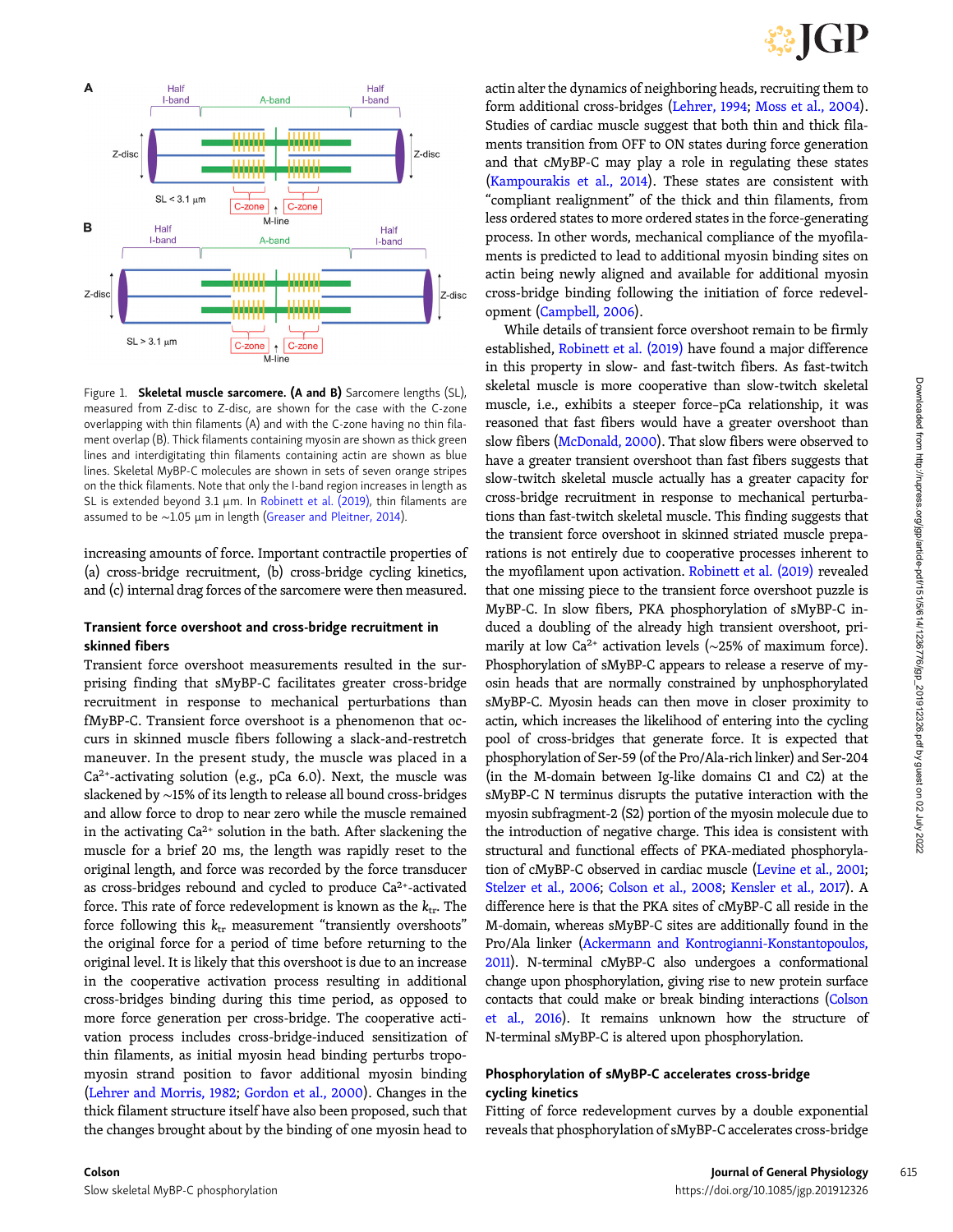A

Half I-band

A-band

Half I-band

Z-disc

Z-disc

SL < 3.1 µm

C-zone

C-zone

M-line

B

Half I-band

A-band

Half I-band

Z-disc

Z-disc

SL > 3.1 µm

C-zone

C-zone

M-line

Figure 1. **Skeletal muscle sarcomere. (A and B)** Sarcomere lengths (SL), measured from Z-disc to Z-disc, are shown for the case with the C-zone overlapping with thin filaments (A) and with the C-zone having no thin filament overlap (B). Thick filaments containing myosin are shown as thick green lines and interdigitating thin filaments containing actin are shown as blue lines. Skeletal MyBP-C molecules are shown in sets of seven orange stripes on the thick filaments. Note that only the I-band region increases in length as SL is extended beyond 3.1 µm. In Robinett et al. (2019), thin filaments are assumed to be ~1.05 µm in length (Greaser and Pleitner, 2014).

increasing amounts of force. Important contractile properties of (a) cross-bridge recruitment, (b) cross-bridge cycling kinetics, and (c) internal drag forces of the sarcomere were then measured.

### Transient force overshoot and cross-bridge recruitment in skinned fibers

Transient force overshoot measurements resulted in the surprising finding that sMyBP-C facilitates greater cross-bridge recruitment in response to mechanical perturbations than fMyBP-C. Transient force overshoot is a phenomenon that occurs in skinned muscle fibers following a slack-and-restretch maneuver. In the present study, the muscle was placed in a $Ca^{2+}$-activating solution (e.g., pCa 6.0). Next, the muscle was slackened by ~15% of its length to release all bound cross-bridges and allow force to drop to near zero while the muscle remained in the activating $Ca^{2+}$ solution in the bath. After slackening the muscle for a brief 20 ms, the length was rapidly reset to the original length, and force was recorded by the force transducer as cross-bridges rebound and cycled to produce $Ca^{2+}$-activated force. This rate of force redevelopment is known as the $k_{tr}$. The force following this $k_{tr}$ measurement "transiently overshoots" the original force for a period of time before returning to the original level. It is likely that this overshoot is due to an increase in the cooperative activation process resulting in additional cross-bridges binding during this time period, as opposed to more force generation per cross-bridge. The cooperative activation process includes cross-bridge-induced sensitization of thin filaments, as initial myosin head binding perturbs tropomyosin strand position to favor additional myosin binding (Lehrer and Morris, 1982; Gordon et al., 2000). Changes in the thick filament structure itself have also been proposed, such that the changes brought about by the binding of one myosin head to actin alter the dynamics of neighboring heads, recruiting them to form additional cross-bridges (Lehrer, 1994; Moss et al., 2004). Studies of cardiac muscle suggest that both thin and thick filaments transition from OFF to ON states during force generation and that cMyBP-C may play a role in regulating these states (Kampourakis et al., 2014). These states are consistent with "compliant realignment" of the thick and thin filaments, from less ordered states to more ordered states in the force-generating process. In other words, mechanical compliance of the myofilaments is predicted to lead to additional myosin binding sites on actin being newly aligned and available for additional myosin cross-bridge binding following the initiation of force redevelopment (Campbell, 2006).

While details of transient force overshoot remain to be firmly established, Robinett et al. (2019) have found a major difference in this property in slow- and fast-twitch fibers. As fast-twitch skeletal muscle is more cooperative than slow-twitch skeletal muscle, i.e., exhibits a steeper force–pCa relationship, it was reasoned that fast fibers would have a greater overshoot than slow fibers (McDonald, 2000). That slow fibers were observed to have a greater transient overshoot than fast fibers suggests that slow-twitch skeletal muscle actually has a greater capacity for cross-bridge recruitment in response to mechanical perturbations than fast-twitch skeletal muscle. This finding suggests that the transient force overshoot in skinned striated muscle preparations is not entirely due to cooperative processes inherent to the myofilament upon activation. Robinett et al. (2019) revealed that one missing piece to the transient force overshoot puzzle is MyBP-C. In slow fibers, PKA phosphorylation of sMyBP-C induced a doubling of the already high transient overshoot, primarily at low $Ca^{2+}$ activation levels (~25% of maximum force). Phosphorylation of sMyBP-C appears to release a reserve of myosin heads that are normally constrained by unphosphorylated sMyBP-C. Myosin heads can then move in closer proximity to actin, which increases the likelihood of entering into the cycling pool of cross-bridges that generate force. It is expected that phosphorylation of Ser-59 (of the Pro/Ala-rich linker) and Ser-204 (in the M-domain between Ig-like domains C1 and C2) at the sMyBP-C N terminus disrupts the putative interaction with the myosin subfragment-2 (S2) portion of the myosin molecule due to the introduction of negative charge. This idea is consistent with the structural and functional effects of PKA-mediated phosphorylation of cMyBP-C observed in cardiac muscle (Levine et al., 2001; Stelzer et al., 2006; Colson et al., 2008; Kensler et al., 2017). A difference here is that the PKA sites of cMyBP-C all reside in the M-domain, whereas sMyBP-C sites are additionally found in the Pro/Ala linker (Ackermann and Kontrogianni-Konstantopoulos, 2011). N-terminal cMyBP-C also undergoes a conformational change upon phosphorylation, giving rise to new protein surface contacts that could make or break binding interactions (Colson et al., 2016). It remains unknown how the structure of N-terminal sMyBP-C is altered upon phosphorylation.

### Phosphorylation of sMyBP-C accelerates cross-bridge cycling kinetics

Fitting of force redevelopment curves by a double exponential reveals that phosphorylation of sMyBP-C accelerates cross-bridge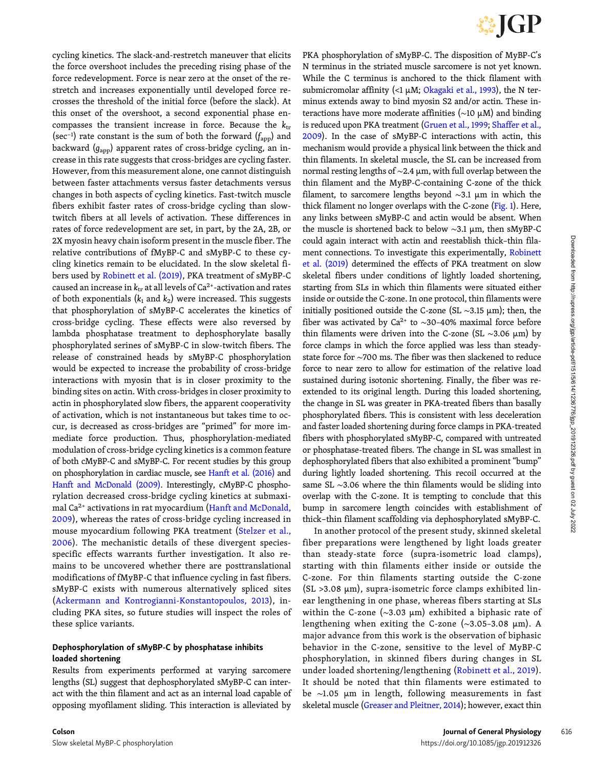cycling kinetics. The slack-and-restretch maneuver that elicits the force overshoot includes the preceding rising phase of the force redevelopment. Force is near zero at the onset of the restretch and increases exponentially until developed force recrosses the threshold of the initial force (before the slack). At this onset of the overshoot, a second exponential phase encompasses the transient increase in force. Because the $k_{tr}$ ($sec^{-1}$) rate constant is the sum of both the forward ($f_{app}$) and backward ($g_{app}$) apparent rates of cross-bridge cycling, an increase in this rate suggests that cross-bridges are cycling faster. However, from this measurement alone, one cannot distinguish between faster attachments versus faster detachments versus changes in both aspects of cycling kinetics. Fast-twitch muscle fibers exhibit faster rates of cross-bridge cycling than slow-twitch fibers at all levels of activation. These differences in rates of force redevelopment are set, in part, by the 2A, 2B, or 2X myosin heavy chain isoform present in the muscle fiber. The relative contributions of fMyBP-C and sMyBP-C to these cycling kinetics remain to be elucidated. In the slow skeletal fibers used by Robinett et al. (2019), PKA treatment of sMyBP-C caused an increase in $k_{tr}$ at all levels of $Ca^{2+}$-activation and rates of both exponentials ($k_1$ and $k_2$) were increased. This suggests that phosphorylation of sMyBP-C accelerates the kinetics of cross-bridge cycling. These effects were also reversed by lambda phosphatase treatment to dephosphorylate basally phosphorylated serines of sMyBP-C in slow-twitch fibers. The release of constrained heads by sMyBP-C phosphorylation would be expected to increase the probability of cross-bridge interactions with myosin that is in closer proximity to the binding sites on actin. With cross-bridges in closer proximity to actin in phosphorylated slow fibers, the apparent cooperativity of activation, which is not instantaneous but takes time to occur, is decreased as cross-bridges are "primed" for more immediate force production. Thus, phosphorylation-mediated modulation of cross-bridge cycling kinetics is a common feature of both cMyBP-C and sMyBP-C. For recent studies by this group on phosphorylation in cardiac muscle, see Hanft et al. (2016) and Hanft and McDonald (2009). Interestingly, cMyBP-C phosphorylation decreased cross-bridge cycling kinetics at submaximal $Ca^{2+}$ activations in rat myocardium (Hanft and McDonald, 2009), whereas the rates of cross-bridge cycling increased in mouse myocardium following PKA treatment (Stelzer et al., 2006). The mechanistic details of these divergent species-specific effects warrants further investigation. It also remains to be uncovered whether there are posttranslational modifications of fMyBP-C that influence cycling kinetics in fast fibers. sMyBP-C exists with numerous alternatively spliced sites (Ackermann and Kontrogianni-Konstantopoulos, 2013), including PKA sites, so future studies will inspect the roles of these splice variants.

### Dephosphorylation of sMyBP-C by phosphatase inhibits loaded shortening

Results from experiments performed at varying sarcomere lengths (SL) suggest that dephosphorylated sMyBP-C can interact with the thin filament and act as an internal load capable of opposing myofilament sliding. This interaction is alleviated by PKA phosphorylation of sMyBP-C. The disposition of MyBP-C's N terminus in the striated muscle sarcomere is not yet known. While the C terminus is anchored to the thick filament with submicromolar affinity (<1 µM; Okagaki et al., 1993), the N terminus extends away to bind myosin S2 and/or actin. These interactions have more moderate affinities (~10 µM) and binding is reduced upon PKA treatment (Gruen et al., 1999; Shaffer et al., 2009). In the case of sMyBP-C interactions with actin, this mechanism would provide a physical link between the thick and thin filaments. In skeletal muscle, the SL can be increased from normal resting lengths of ~2.4 µm, with full overlap between the thin filament and the MyBP-C-containing C-zone of the thick filament, to sarcomere lengths beyond ~3.1 µm in which the thick filament no longer overlaps with the C-zone (Fig. 1). Here, any links between sMyBP-C and actin would be absent. When the muscle is shortened back to below ~3.1 µm, then sMyBP-C could again interact with actin and reestablish thick–thin filament connections. To investigate this experimentally, Robinett et al. (2019) determined the effects of PKA treatment on slow skeletal fibers under conditions of lightly loaded shortening, starting from SLs in which thin filaments were situated either inside or outside the C-zone. In one protocol, thin filaments were initially positioned outside the C-zone (SL ~3.15 µm); then, the fiber was activated by $Ca^{2+}$ to ~30–40% maximal force before thin filaments were driven into the C-zone (SL ~3.06 µm) by force clamps in which the force applied was less than steady-state force for ~700 ms. The fiber was then slackened to reduce force to near zero to allow for estimation of the relative load sustained during isotonic shortening. Finally, the fiber was re-extended to its original length. During this loaded shortening, the change in SL was greater in PKA-treated fibers than basally phosphorylated fibers. This is consistent with less deceleration and faster loaded shortening during force clamps in PKA-treated fibers with phosphorylated sMyBP-C, compared with untreated or phosphatase-treated fibers. The change in SL was smallest in dephosphorylated fibers that also exhibited a prominent "bump" during lightly loaded shortening. This recoil occurred at the same SL ~3.06 where the thin filaments would be sliding into overlap with the C-zone. It is tempting to conclude that this bump in sarcomere length coincides with establishment of thick–thin filament scaffolding via dephosphorylated sMyBP-C.

In another protocol of the present study, skinned skeletal fiber preparations were lengthened by light loads greater than steady-state force (supra-isometric load clamps), starting with thin filaments either inside or outside the C-zone. For thin filaments starting outside the C-zone (SL >3.08 µm), supra-isometric force clamps exhibited linear lengthening in one phase, whereas fibers starting at SLs within the C-zone (~3.03 µm) exhibited a biphasic rate of lengthening when exiting the C-zone (~3.05–3.08 µm). A major advance from this work is the observation of biphasic behavior in the C-zone, sensitive to the level of MyBP-C phosphorylation, in skinned fibers during changes in SL under loaded shortening/lengthening (Robinett et al., 2019). It should be noted that thin filaments were estimated to be ~1.05 µm in length, following measurements in fast skeletal muscle (Greaser and Pleitner, 2014); however, exact thin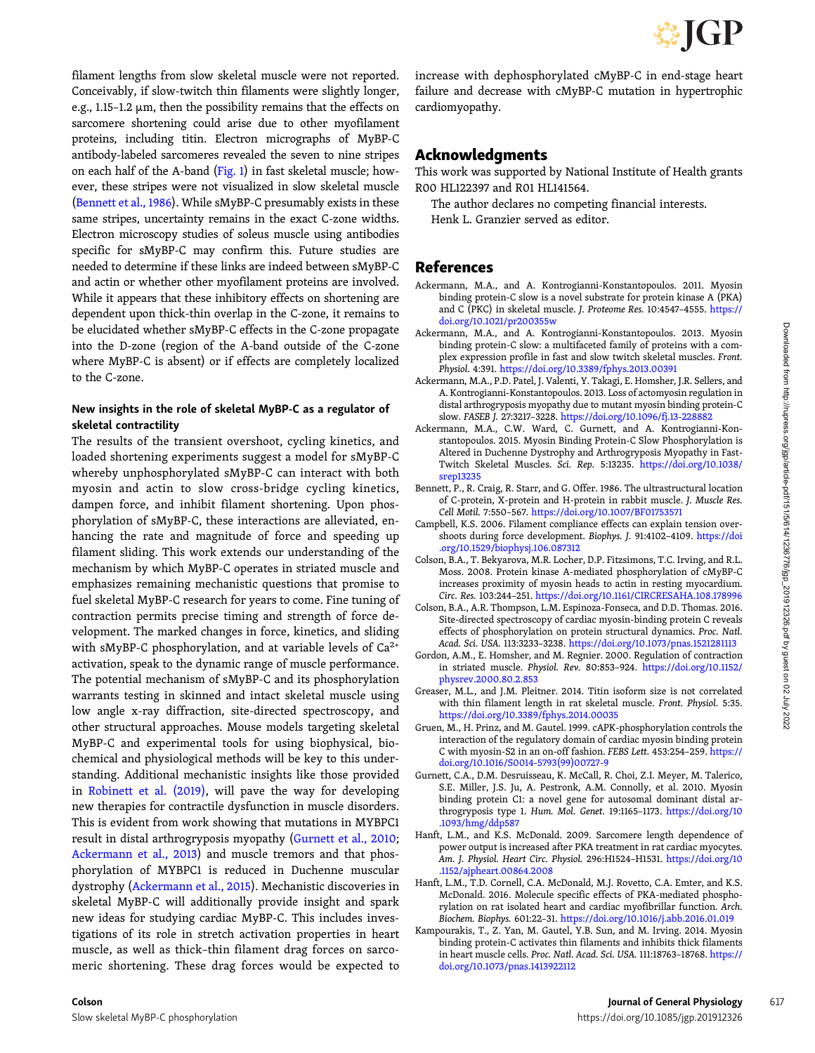filament lengths from slow skeletal muscle were not reported. Conceivably, if slow-twitch thin filaments were slightly longer, e.g., 1.15–1.2 µm, then the possibility remains that the effects on sarcomere shortening could arise due to other myofilament proteins, including titin. Electron micrographs of MyBP-C antibody-labeled sarcomeres revealed the seven to nine stripes on each half of the A-band (Fig. 1) in fast skeletal muscle; however, these stripes were not visualized in slow skeletal muscle (Bennett et al., 1986). While sMyBP-C presumably exists in these same stripes, uncertainty remains in the exact C-zone widths. Electron microscopy studies of soleus muscle using antibodies specific for sMyBP-C may confirm this. Future studies are needed to determine if these links are indeed between sMyBP-C and actin or whether other myofilament proteins are involved. While it appears that these inhibitory effects on shortening are dependent upon thick-thin overlap in the C-zone, it remains to be elucidated whether sMyBP-C effects in the C-zone propagate into the D-zone (region of the A-band outside of the C-zone where MyBP-C is absent) or if effects are completely localized to the C-zone.

### New insights in the role of skeletal MyBP-C as a regulator of skeletal contractility

The results of the transient overshoot, cycling kinetics, and loaded shortening experiments suggest a model for sMyBP-C whereby unphosphorylated sMyBP-C can interact with both myosin and actin to slow cross-bridge cycling kinetics, dampen force, and inhibit filament shortening. Upon phosphorylation of sMyBP-C, these interactions are alleviated, enhancing the rate and magnitude of force and speeding up filament sliding. This work extends our understanding of the mechanism by which MyBP-C operates in striated muscle and emphasizes remaining mechanistic questions that promise to fuel skeletal MyBP-C research for years to come. Fine tuning of contraction permits precise timing and strength of force development. The marked changes in force, kinetics, and sliding with sMyBP-C phosphorylation, and at variable levels of $Ca^{2+}$ activation, speak to the dynamic range of muscle performance. The potential mechanism of sMyBP-C and its phosphorylation warrants testing in skinned and intact skeletal muscle using low angle x-ray diffraction, site-directed spectroscopy, and other structural approaches. Mouse models targeting skeletal MyBP-C and experimental tools for using biophysical, biochemical and physiological methods will be key to this understanding. Additional mechanistic insights like those provided in Robinett et al. (2019), will pave the way for developing new therapies for contractile dysfunction in muscle disorders. This is evident from work showing that mutations in MYBPC1 result in distal arthrogryposis myopathy (Gurnett et al., 2010; Ackermann et al., 2013) and muscle tremors and that phosphorylation of MYBPC1 is reduced in Duchenne muscular dystrophy (Ackermann et al., 2015). Mechanistic discoveries in skeletal MyBP-C will additionally provide insight and spark new ideas for studying cardiac MyBP-C. This includes investigations of its role in stretch activation properties in heart muscle, as well as thick–thin filament drag forces on sarcomeric shortening. These drag forces would be expected to increase with dephosphorylated cMyBP-C in end-stage heart failure and decrease with cMyBP-C mutation in hypertrophic cardiomyopathy.

## Acknowledgments

This work was supported by National Institute of Health grants R00 HL122397 and R01 HL141564.

The author declares no competing financial interests.

Henk L. Granzier served as editor.

## References

Ackermann, M.A., and A. Kontrogianni-Konstantopoulos. 2011. Myosin binding protein-C slow is a novel substrate for protein kinase A (PKA) and C (PKC) in skeletal muscle. *J. Proteome Res.* 10:4547–4555. https://doi.org/10.1021/pr200355w

Ackermann, M.A., and A. Kontrogianni-Konstantopoulos. 2013. Myosin binding protein-C slow: a multifaceted family of proteins with a complex expression profile in fast and slow twitch skeletal muscles. *Front. Physiol.* 4:391. https://doi.org/10.3389/fphys.2013.00391

Ackermann, M.A., P.D. Patel, J. Valenti, Y. Takagi, E. Homsher, J.R. Sellers, and A. Kontrogianni-Konstantopoulos. 2013. Loss of actomyosin regulation in distal arthrogryposis myopathy due to mutant myosin binding protein-C slow. *FASEB J.* 27:3217–3228. https://doi.org/10.1096/fj.13-228882

Ackermann, M.A., C.W. Ward, C. Gurnett, and A. Kontrogianni-Konstantopoulos. 2015. Myosin Binding Protein-C Slow Phosphorylation is Altered in Duchenne Dystrophy and Arthrogryposis Myopathy in Fast-Twitch Skeletal Muscles. *Sci. Rep.* 5:13235. https://doi.org/10.1038/srep13235

Bennett, P., R. Craig, R. Starr, and G. Offer. 1986. The ultrastructural location of C-protein, X-protein and H-protein in rabbit muscle. *J. Muscle Res. Cell Motil.* 7:550–567. https://doi.org/10.1007/BF01753571

Campbell, K.S. 2006. Filament compliance effects can explain tension overshoots during force development. *Biophys. J.* 91:4102–4109. https://doi.org/10.1529/biophysj.106.087312

Colson, B.A., T. Bekyarova, M.R. Locher, D.P. Fitzsimons, T.C. Irving, and R.L. Moss. 2008. Protein kinase A-mediated phosphorylation of cMyBP-C increases proximity of myosin heads to actin in resting myocardium. *Circ. Res.* 103:244–251. https://doi.org/10.1161/CIRCRESAHA.108.178996

Colson, B.A., A.R. Thompson, L.M. Espinoza-Fonseca, and D.D. Thomas. 2016. Site-directed spectroscopy of cardiac myosin-binding protein C reveals effects of phosphorylation on protein structural dynamics. *Proc. Natl. Acad. Sci. USA.* 113:3233–3238. https://doi.org/10.1073/pnas.1521281113

Gordon, A.M., E. Homsher, and M. Regnier. 2000. Regulation of contraction in striated muscle. *Physiol. Rev.* 80:853–924. https://doi.org/10.1152/physrev.2000.80.2.853

Greaser, M.L., and J.M. Pleitner. 2014. Titin isoform size is not correlated with thin filament length in rat skeletal muscle. *Front. Physiol.* 5:35. https://doi.org/10.3389/fphys.2014.00035

Gruen, M., H. Prinz, and M. Gautel. 1999. cAPK-phosphorylation controls the interaction of the regulatory domain of cardiac myosin binding protein C with myosin-S2 in an on-off fashion. *FEBS Lett.* 453:254–259. https://doi.org/10.1016/S0014-5793(99)00727-9

Gurnett, C.A., D.M. Desruisseau, K. McCall, R. Choi, Z.I. Meyer, M. Talerico, S.E. Miller, J.S. Ju, A. Pestronk, A.M. Connolly, et al. 2010. Myosin binding protein C1: a novel gene for autosomal dominant distal arthrogryposis type 1. *Hum. Mol. Genet.* 19:1165–1173. https://doi.org/10.1093/hmg/ddp587

Hanft, L.M., and K.S. McDonald. 2009. Sarcomere length dependence of power output is increased after PKA treatment in rat cardiac myocytes. *Am. J. Physiol. Heart Circ. Physiol.* 296:H1524–H1531. https://doi.org/10.1152/ajpheart.00864.2008

Hanft, L.M., T.D. Cornell, C.A. McDonald, M.J. Rovetto, C.A. Emter, and K.S. McDonald. 2016. Molecule specific effects of PKA-mediated phosphorylation on rat isolated heart and cardiac myofibrillar function. *Arch. Biochem. Biophys.* 601:22–31. https://doi.org/10.1016/j.abb.2016.01.019

Kampourakis, T., Z. Yan, M. Gautel, Y.B. Sun, and M. Irving. 2014. Myosin binding protein-C activates thin filaments and inhibits thick filaments in heart muscle cells. *Proc. Natl. Acad. Sci. USA.* 111:18763–18768. https://doi.org/10.1073/pnas.1413922112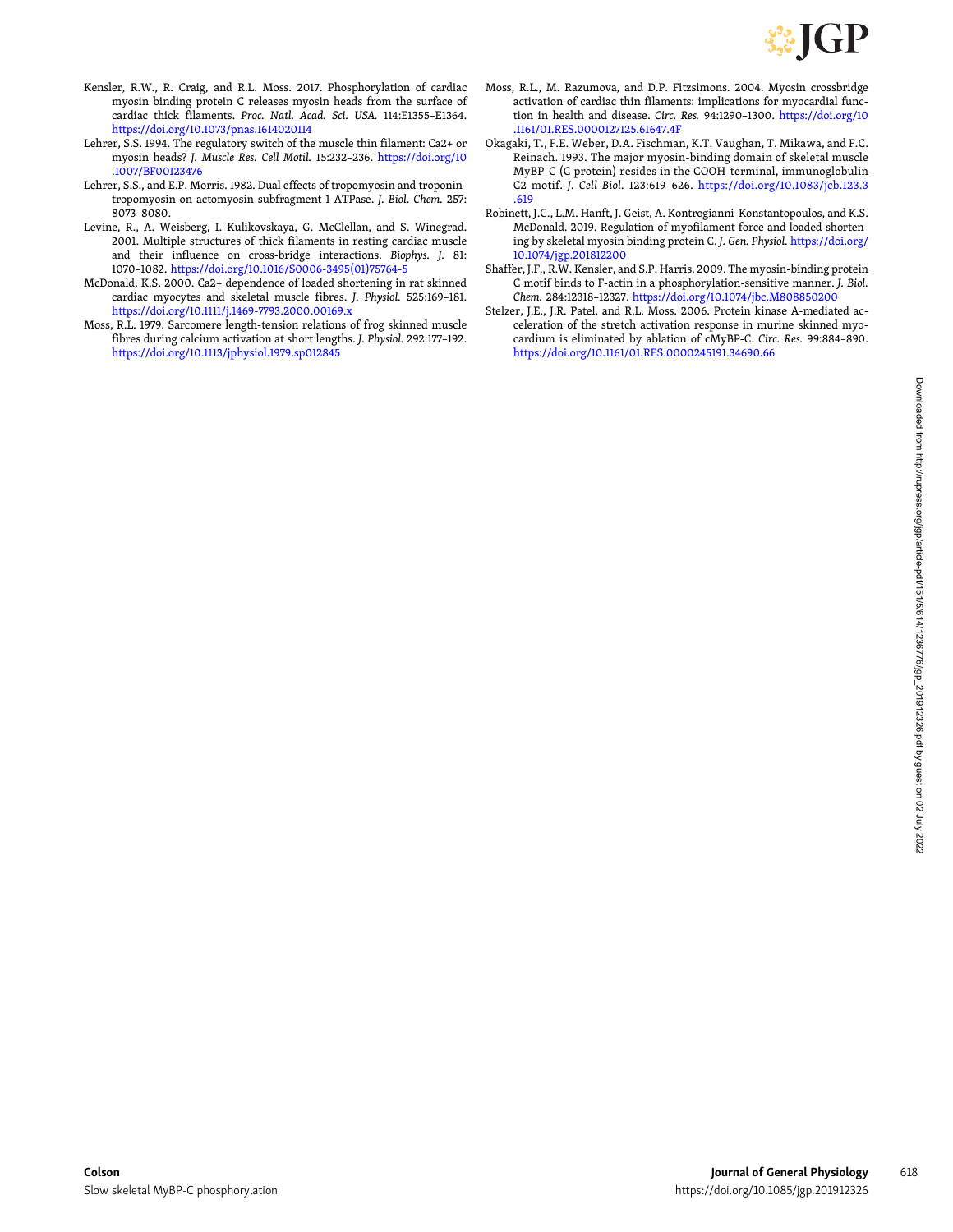Kensler, R.W., R. Craig, and R.L. Moss. 2017. Phosphorylation of cardiac myosin binding protein C releases myosin heads from the surface of cardiac thick filaments. *Proc. Natl. Acad. Sci. USA.* 114:E1355–E1364. https://doi.org/10.1073/pnas.1614020114

Lehrer, S.S. 1994. The regulatory switch of the muscle thin filament: Ca2+ or myosin heads? *J. Muscle Res. Cell Motil.* 15:232–236. https://doi.org/10.1007/BF00123476

Lehrer, S.S., and E.P. Morris. 1982. Dual effects of tropomyosin and troponin-tropomyosin on actomyosin subfragment 1 ATPase. *J. Biol. Chem.* 257: 8073–8080.

Levine, R., A. Weisberg, I. Kulikovskaya, G. McClellan, and S. Winegrad. 2001. Multiple structures of thick filaments in resting cardiac muscle and their influence on cross-bridge interactions. *Biophys. J.* 81: 1070–1082. https://doi.org/10.1016/S0006-3495(01)75764-5

McDonald, K.S. 2000. Ca2+ dependence of loaded shortening in rat skinned cardiac myocytes and skeletal muscle fibres. *J. Physiol.* 525:169–181. https://doi.org/10.1111/j.1469-7793.2000.00169.x

Moss, R.L. 1979. Sarcomere length-tension relations of frog skinned muscle fibres during calcium activation at short lengths. *J. Physiol.* 292:177–192. https://doi.org/10.1113/jphysiol.1979.sp012845

Moss, R.L., M. Razumova, and D.P. Fitzsimons. 2004. Myosin crossbridge activation of cardiac thin filaments: implications for myocardial function in health and disease. *Circ. Res.* 94:1290–1300. https://doi.org/10.1161/01.RES.0000127125.61647.4F

Okagaki, T., F.E. Weber, D.A. Fischman, K.T. Vaughan, T. Mikawa, and F.C. Reinach. 1993. The major myosin-binding domain of skeletal muscle MyBP-C (C protein) resides in the COOH-terminal, immunoglobulin C2 motif. *J. Cell Biol.* 123:619–626. https://doi.org/10.1083/jcb.123.3.619

Robinett, J.C., L.M. Hanft, J. Geist, A. Kontrogianni-Konstantopoulos, and K.S. McDonald. 2019. Regulation of myofilament force and loaded shortening by skeletal myosin binding protein C. *J. Gen. Physiol.* https://doi.org/10.1074/jgp.201812200

Shaffer, J.F., R.W. Kensler, and S.P. Harris. 2009. The myosin-binding protein C motif binds to F-actin in a phosphorylation-sensitive manner. *J. Biol. Chem.* 284:12318–12327. https://doi.org/10.1074/jbc.M808850200

Stelzer, J.E., J.R. Patel, and R.L. Moss. 2006. Protein kinase A-mediated acceleration of the stretch activation response in murine skinned myocardium is eliminated by ablation of cMyBP-C. *Circ. Res.* 99:884–890. https://doi.org/10.1161/01.RES.0000245191.34690.66